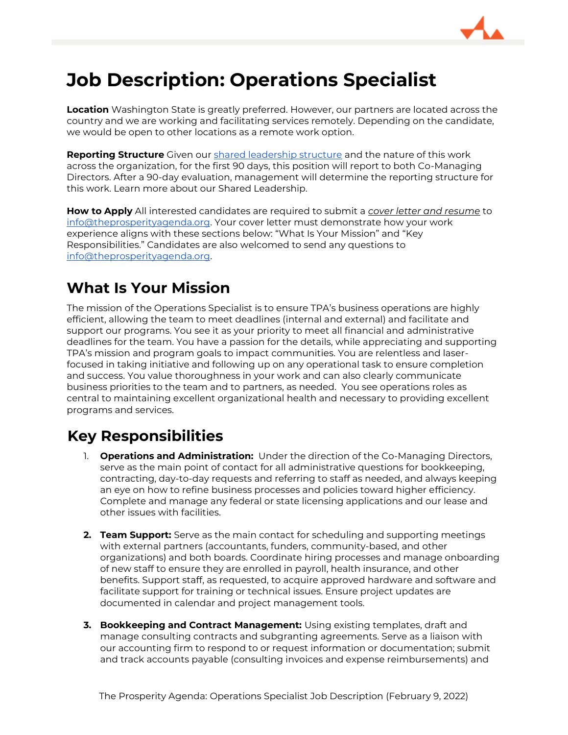# Job Description: Operations Specialist

**Location** Washington State is greatly preferred. However, our partners are located across the country and we are working and facilitating services remotely. Depending on the candidate, we would be open to other locations as a remote work option.

**Reporting Structure** Given our [shared leadership structure](shared leadership structure) and the nature of this work across the organization, for the first 90 days, this position will report to both Co-Managing Directors. After a 90-day evaluation, management will determine the reporting structure for this work. Learn more about our Shared Leadership.

**How to Apply** All interested candidates are required to submit a *cover letter and resume* to info@theprosperityagenda.org. Your cover letter must demonstrate how your work experience aligns with these sections below: "What Is Your Mission" and "Key Responsibilities." Candidates are also welcomed to send any questions to info@theprosperityagenda.org.

## What Is Your Mission

The mission of the Operations Specialist is to ensure TPA's business operations are highly efficient, allowing the team to meet deadlines (internal and external) and facilitate and support our programs. You see it as your priority to meet all financial and administrative deadlines for the team. You have a passion for the details, while appreciating and supporting TPA's mission and program goals to impact communities. You are relentless and laser-focused in taking initiative and following up on any operational task to ensure completion and success. You value thoroughness in your work and can also clearly communicate business priorities to the team and to partners, as needed. You see operations roles as central to maintaining excellent organizational health and necessary to providing excellent programs and services.

## Key Responsibilities

1. **Operations and Administration:** Under the direction of the Co-Managing Directors, serve as the main point of contact for all administrative questions for bookkeeping, contracting, day-to-day requests and referring to staff as needed, and always keeping an eye on how to refine business processes and policies toward higher efficiency. Complete and manage any federal or state licensing applications and our lease and other issues with facilities.

2. **Team Support:** Serve as the main contact for scheduling and supporting meetings with external partners (accountants, funders, community-based, and other organizations) and both boards. Coordinate hiring processes and manage onboarding of new staff to ensure they are enrolled in payroll, health insurance, and other benefits. Support staff, as requested, to acquire approved hardware and software and facilitate support for training or technical issues. Ensure project updates are documented in calendar and project management tools.

3. **Bookkeeping and Contract Management:** Using existing templates, draft and manage consulting contracts and subgranting agreements. Serve as a liaison with our accounting firm to respond to or request information or documentation; submit and track accounts payable (consulting invoices and expense reimbursements) and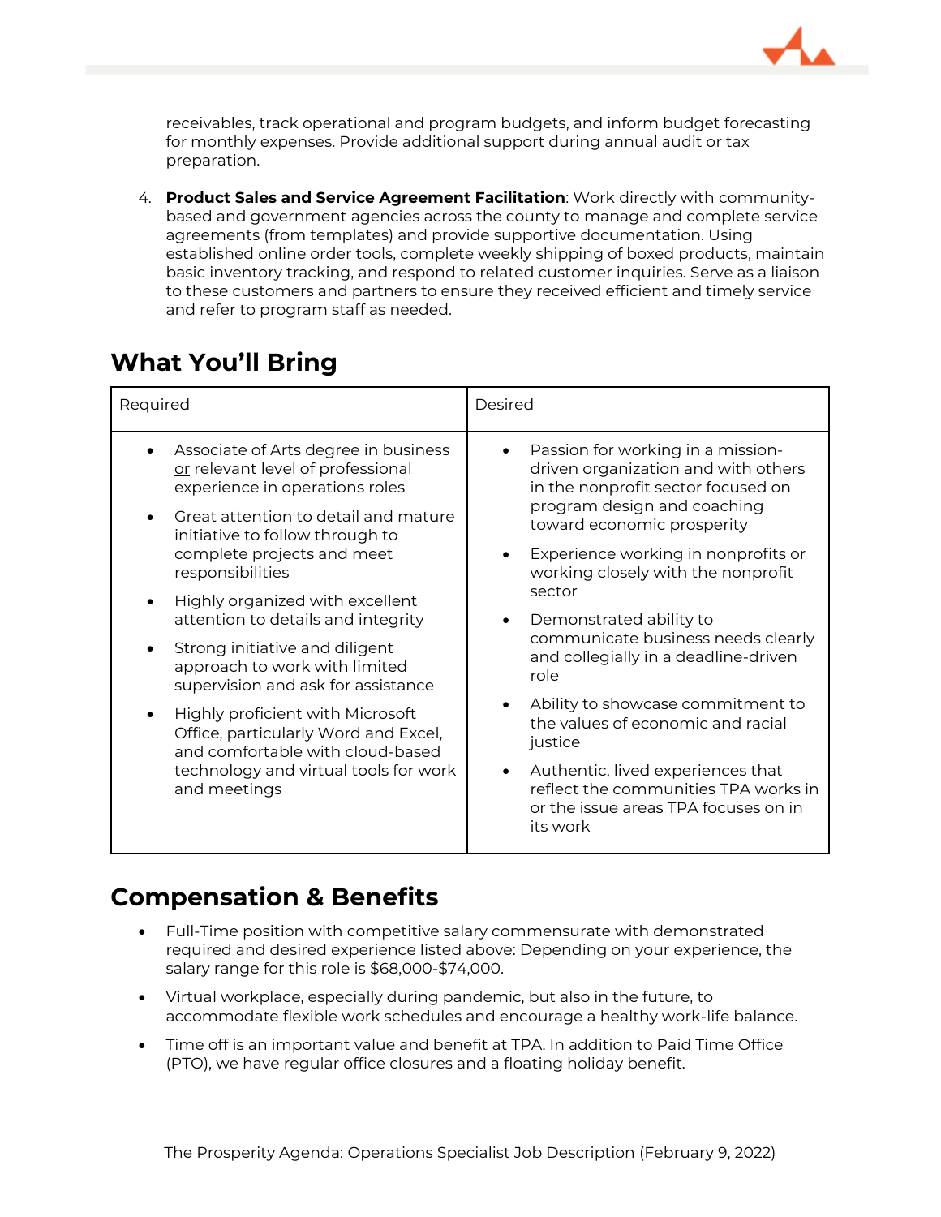receivables, track operational and program budgets, and inform budget forecasting for monthly expenses. Provide additional support during annual audit or tax preparation.

4. **Product Sales and Service Agreement Facilitation**: Work directly with community-based and government agencies across the county to manage and complete service agreements (from templates) and provide supportive documentation. Using established online order tools, complete weekly shipping of boxed products, maintain basic inventory tracking, and respond to related customer inquiries. Serve as a liaison to these customers and partners to ensure they received efficient and timely service and refer to program staff as needed.

## What You'll Bring

| Required | Desired |
| --- | --- |
| • Associate of Arts degree in business or relevant level of professional experience in operations roles<br>• Great attention to detail and mature initiative to follow through to complete projects and meet responsibilities<br>• Highly organized with excellent attention to details and integrity<br>• Strong initiative and diligent approach to work with limited supervision and ask for assistance<br>• Highly proficient with Microsoft Office, particularly Word and Excel, and comfortable with cloud-based technology and virtual tools for work and meetings | • Passion for working in a mission-driven organization and with others in the nonprofit sector focused on program design and coaching toward economic prosperity<br>• Experience working in nonprofits or working closely with the nonprofit sector<br>• Demonstrated ability to communicate business needs clearly and collegially in a deadline-driven role<br>• Ability to showcase commitment to the values of economic and racial justice<br>• Authentic, lived experiences that reflect the communities TPA works in or the issue areas TPA focuses on in its work |

## Compensation & Benefits

- Full-Time position with competitive salary commensurate with demonstrated required and desired experience listed above: Depending on your experience, the salary range for this role is $68,000-$74,000.
- Virtual workplace, especially during pandemic, but also in the future, to accommodate flexible work schedules and encourage a healthy work-life balance.
- Time off is an important value and benefit at TPA. In addition to Paid Time Office (PTO), we have regular office closures and a floating holiday benefit.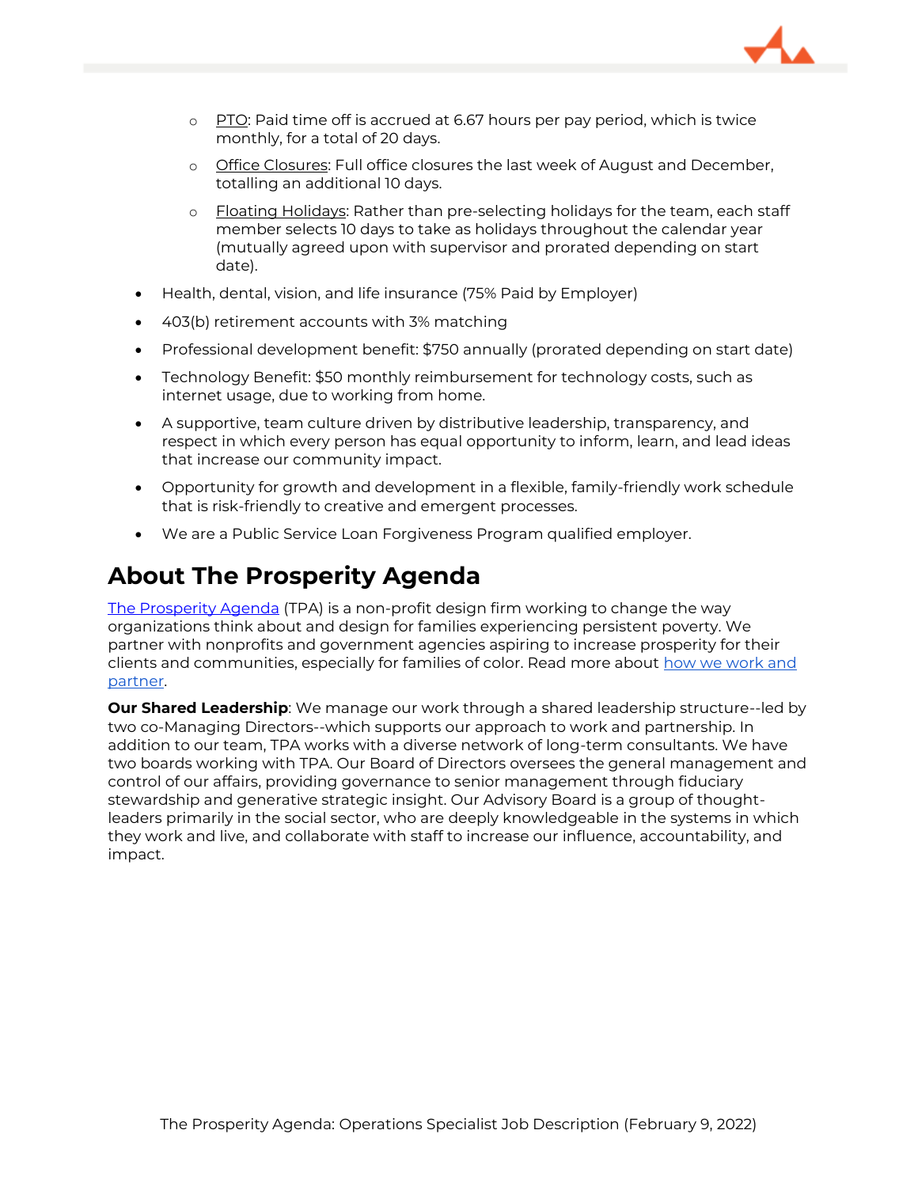- PTO: Paid time off is accrued at 6.67 hours per pay period, which is twice monthly, for a total of 20 days.
    - Office Closures: Full office closures the last week of August and December, totalling an additional 10 days.
    - Floating Holidays: Rather than pre-selecting holidays for the team, each staff member selects 10 days to take as holidays throughout the calendar year (mutually agreed upon with supervisor and prorated depending on start date).
- Health, dental, vision, and life insurance (75% Paid by Employer)
- 403(b) retirement accounts with 3% matching
- Professional development benefit: $750 annually (prorated depending on start date)
- Technology Benefit: $50 monthly reimbursement for technology costs, such as internet usage, due to working from home.
- A supportive, team culture driven by distributive leadership, transparency, and respect in which every person has equal opportunity to inform, learn, and lead ideas that increase our community impact.
- Opportunity for growth and development in a flexible, family-friendly work schedule that is risk-friendly to creative and emergent processes.
- We are a Public Service Loan Forgiveness Program qualified employer.

## About The Prosperity Agenda

The Prosperity Agenda (TPA) is a non-profit design firm working to change the way organizations think about and design for families experiencing persistent poverty. We partner with nonprofits and government agencies aspiring to increase prosperity for their clients and communities, especially for families of color. Read more about how we work and partner.

**Our Shared Leadership**: We manage our work through a shared leadership structure--led by two co-Managing Directors--which supports our approach to work and partnership. In addition to our team, TPA works with a diverse network of long-term consultants. We have two boards working with TPA. Our Board of Directors oversees the general management and control of our affairs, providing governance to senior management through fiduciary stewardship and generative strategic insight. Our Advisory Board is a group of thought-leaders primarily in the social sector, who are deeply knowledgeable in the systems in which they work and live, and collaborate with staff to increase our influence, accountability, and impact.